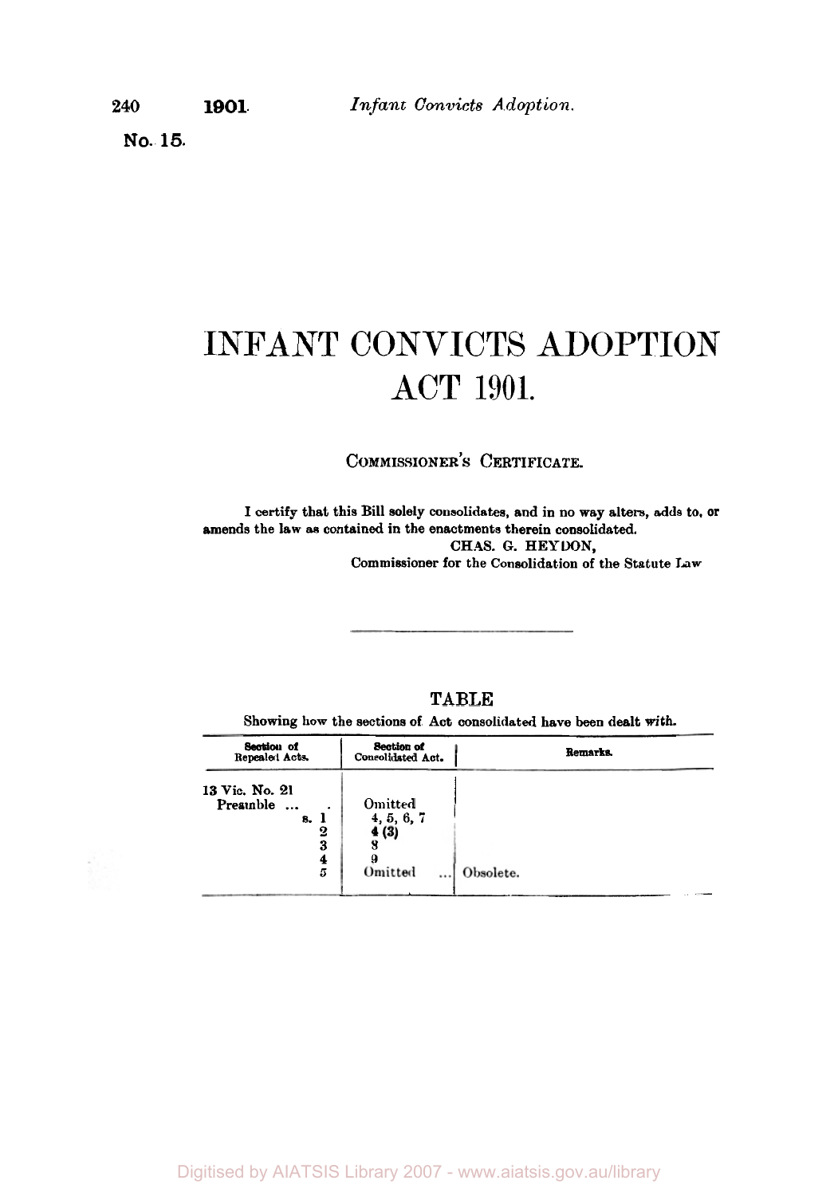No. 15.

# INFANT CONVICTS ADOPTION ACT 1901.

## COMMISSIONER'S CERTIFICATE.

I certify that this Bill solely consolidates, and in no way alters, adds to, or amends the law as contained in the enactments therein consolidated.

CHAS. G. HEYDON,
Commissioner for the Consolidation of the Statute Law

---

## TABLE

Showing how the sections of Act consolidated have been dealt with.

| Section of Repealed Acts. | Section of Consolidated Act. | Remarks. |
|---|---|---|
| 13 Vic. No. 21 | | |
| Preamble ... | Omitted | |
| s. 1 | 4, 5, 6, 7 | |
| 2 | 4 (3) | |
| 3 | 8 | |
| 4 | 9 | |
| 5 | Omitted ... | Obsolete. |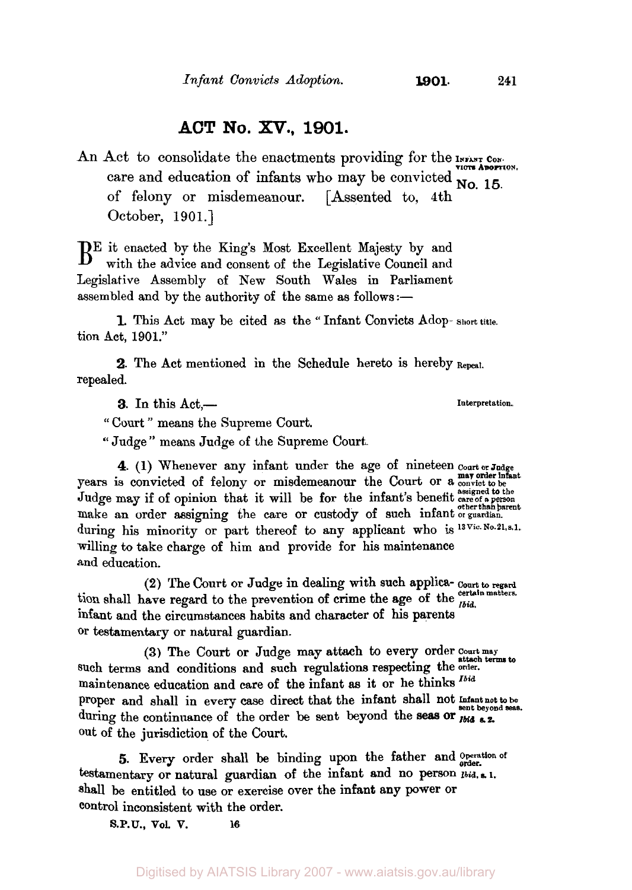# ACT No. XV., 1901.

An Act to consolidate the enactments providing for the care and education of infants who may be convicted of felony or misdemeanour. [Assented to, 4th October, 1901.]

INFANT CONVICTS ADOPTION. No. 15.

BE it enacted by the King's Most Excellent Majesty by and with the advice and consent of the Legislative Council and Legislative Assembly of New South Wales in Parliament assembled and by the authority of the same as follows:—

**1.** This Act may be cited as the "Infant Convicts Adoption Act, 1901." *Short title.*

**2.** The Act mentioned in the Schedule hereto is hereby repealed. *Repeal.*

**3.** In this Act,— *Interpretation.*

"Court" means the Supreme Court.

"Judge" means Judge of the Supreme Court.

**4.** (1) Whenever any infant under the age of nineteen years is convicted of felony or misdemeanour the Court or a Judge may if of opinion that it will be for the infant's benefit make an order assigning the care or custody of such infant during his minority or part thereof to any applicant who is willing to take charge of him and provide for his maintenance and education. *Court or Judge may order infant convict to be assigned to the care of a person other than parent or guardian. 13 Vic. No. 21, s. 1.*

(2) The Court or Judge in dealing with such application shall have regard to the prevention of crime the age of the infant and the circumstances habits and character of his parents or testamentary or natural guardian. *Court to regard certain matters. Ibid.*

(3) The Court or Judge may attach to every order such terms and conditions and such regulations respecting the maintenance education and care of the infant as it or he thinks proper and shall in every case direct that the infant shall not during the continuance of the order be sent beyond the seas or out of the jurisdiction of the Court. *Court may attach terms to order. Ibid. Infant not to be sent beyond seas. Ibid s. 2.*

**5.** Every order shall be binding upon the father and testamentary or natural guardian of the infant and no person shall be entitled to use or exercise over the infant any power or control inconsistent with the order. *Operation of order. Ibid. s. 1.*

S.P.U., Vol. V. 16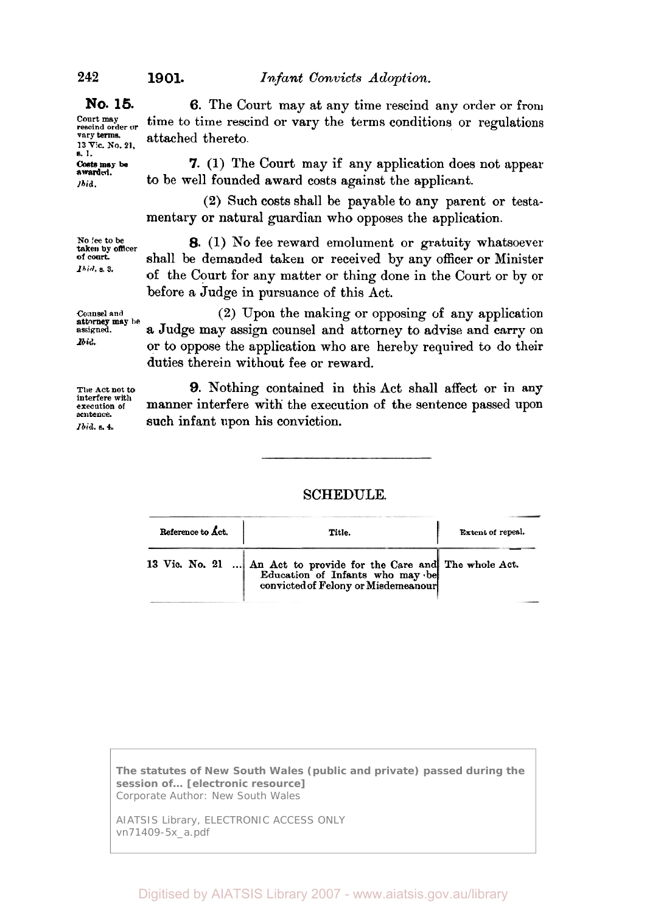**No. 15.**

Court may rescind order or vary terms. 13 Vic. No. 21, s. 1.

**6.** The Court may at any time rescind any order or from time to time rescind or vary the terms conditions or regulations attached thereto.

Costs may be awarded. *Ibid.*

**7.** (1) The Court may if any application does not appear to be well founded award costs against the applicant.

(2) Such costs shall be payable to any parent or testamentary or natural guardian who opposes the application.

No fee to be taken by officer of court. *Ibid.* s. 3.

**8.** (1) No fee reward emolument or gratuity whatsoever shall be demanded taken or received by any officer or Minister of the Court for any matter or thing done in the Court or by or before a Judge in pursuance of this Act.

Counsel and attorney may be assigned. *Ibid.*

(2) Upon the making or opposing of any application a Judge may assign counsel and attorney to advise and carry on or to oppose the application who are hereby required to do their duties therein without fee or reward.

The Act not to interfere with execution of sentence. *Ibid.* s. 4.

**9.** Nothing contained in this Act shall affect or in any manner interfere with the execution of the sentence passed upon such infant upon his conviction.

---

## SCHEDULE.

| Reference to Act. | Title. | Extent of repeal. |
| --- | --- | --- |
| 13 Vic. No. 21 ... | An Act to provide for the Care and Education of Infants who may be convicted of Felony or Misdemeanour | The whole Act. |

The statutes of New South Wales (public and private) passed during the session of... [electronic resource]
Corporate Author: New South Wales

AIATSIS Library, ELECTRONIC ACCESS ONLY
vn71409-5x_a.pdf

Digitised by AIATSIS Library 2007 - www.aiatsis.gov.au/library